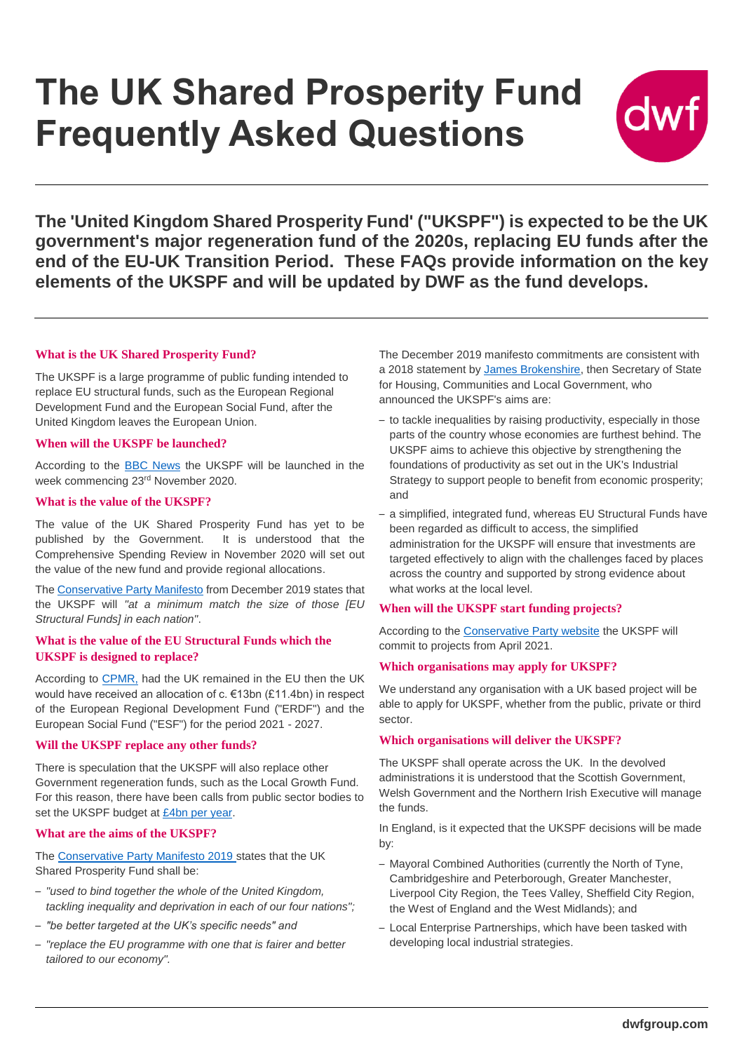# The UK Shared Prosperity Fund Frequently Asked Questions

**The 'United Kingdom Shared Prosperity Fund' ("UKSPF") is expected to be the UK government's major regeneration fund of the 2020s, replacing EU funds after the end of the EU-UK Transition Period. These FAQs provide information on the key elements of the UKSPF and will be updated by DWF as the fund develops.**

### What is the UK Shared Prosperity Fund?

The UKSPF is a large programme of public funding intended to replace EU structural funds, such as the European Regional Development Fund and the European Social Fund, after the United Kingdom leaves the European Union.

### When will the UKSPF be launched?

According to the BBC News the UKSPF will be launched in the week commencing 23rd November 2020.

### What is the value of the UKSPF?

The value of the UK Shared Prosperity Fund has yet to be published by the Government. It is understood that the Comprehensive Spending Review in November 2020 will set out the value of the new fund and provide regional allocations.

The Conservative Party Manifesto from December 2019 states that the UKSPF will *"at a minimum match the size of those [EU Structural Funds] in each nation"*.

### What is the value of the EU Structural Funds which the UKSPF is designed to replace?

According to CPMR, had the UK remained in the EU then the UK would have received an allocation of c. €13bn (£11.4bn) in respect of the European Regional Development Fund ("ERDF") and the European Social Fund ("ESF") for the period 2021 - 2027.

### Will the UKSPF replace any other funds?

There is speculation that the UKSPF will also replace other Government regeneration funds, such as the Local Growth Fund. For this reason, there have been calls from public sector bodies to set the UKSPF budget at £4bn per year.

### What are the aims of the UKSPF?

The Conservative Party Manifesto 2019 states that the UK Shared Prosperity Fund shall be:

- *"used to bind together the whole of the United Kingdom, tackling inequality and deprivation in each of our four nations";*
- *"be better targeted at the UK's specific needs" and*
- *"replace the EU programme with one that is fairer and better tailored to our economy".*

The December 2019 manifesto commitments are consistent with a 2018 statement by James Brokenshire, then Secretary of State for Housing, Communities and Local Government, who announced the UKSPF's aims are:

- to tackle inequalities by raising productivity, especially in those parts of the country whose economies are furthest behind. The UKSPF aims to achieve this objective by strengthening the foundations of productivity as set out in the UK's Industrial Strategy to support people to benefit from economic prosperity; and
- a simplified, integrated fund, whereas EU Structural Funds have been regarded as difficult to access, the simplified administration for the UKSPF will ensure that investments are targeted effectively to align with the challenges faced by places across the country and supported by strong evidence about what works at the local level.

### When will the UKSPF start funding projects?

According to the Conservative Party website the UKSPF will commit to projects from April 2021.

### Which organisations may apply for UKSPF?

We understand any organisation with a UK based project will be able to apply for UKSPF, whether from the public, private or third sector.

### Which organisations will deliver the UKSPF?

The UKSPF shall operate across the UK. In the devolved administrations it is understood that the Scottish Government, Welsh Government and the Northern Irish Executive will manage the funds.

In England, is it expected that the UKSPF decisions will be made by:

- Mayoral Combined Authorities (currently the North of Tyne, Cambridgeshire and Peterborough, Greater Manchester, Liverpool City Region, the Tees Valley, Sheffield City Region, the West of England and the West Midlands); and
- Local Enterprise Partnerships, which have been tasked with developing local industrial strategies.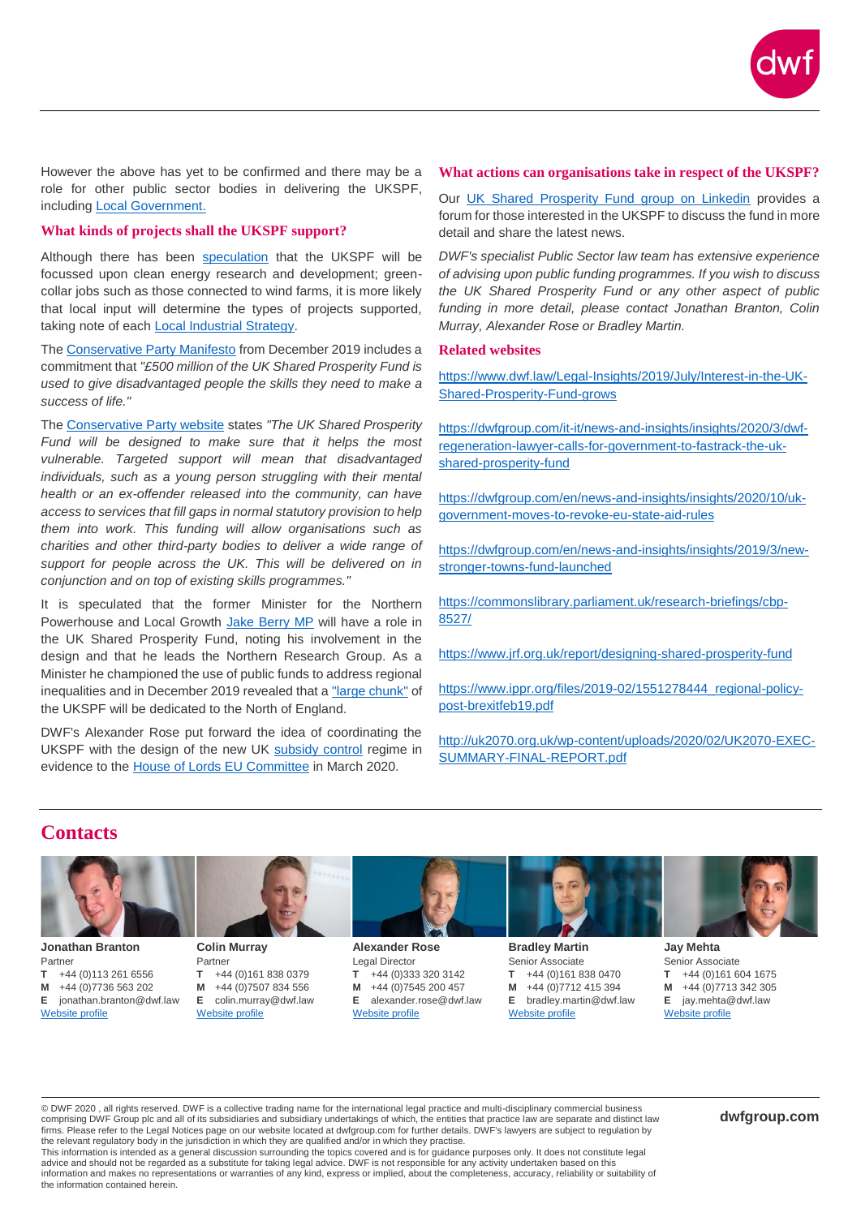However the above has yet to be confirmed and there may be a role for other public sector bodies in delivering the UKSPF, including Local Government.

### What kinds of projects shall the UKSPF support?

Although there has been speculation that the UKSPF will be focussed upon clean energy research and development; green-collar jobs such as those connected to wind farms, it is more likely that local input will determine the types of projects supported, taking note of each Local Industrial Strategy.

The Conservative Party Manifesto from December 2019 includes a commitment that *"£500 million of the UK Shared Prosperity Fund is used to give disadvantaged people the skills they need to make a success of life."*

The Conservative Party website states *"The UK Shared Prosperity Fund will be designed to make sure that it helps the most vulnerable. Targeted support will mean that disadvantaged individuals, such as a young person struggling with their mental health or an ex-offender released into the community, can have access to services that fill gaps in normal statutory provision to help them into work. This funding will allow organisations such as charities and other third-party bodies to deliver a wide range of support for people across the UK. This will be delivered on in conjunction and on top of existing skills programmes."*

It is speculated that the former Minister for the Northern Powerhouse and Local Growth Jake Berry MP will have a role in the UK Shared Prosperity Fund, noting his involvement in the design and that he leads the Northern Research Group. As a Minister he championed the use of public funds to address regional inequalities and in December 2019 revealed that a "large chunk" of the UKSPF will be dedicated to the North of England.

DWF's Alexander Rose put forward the idea of coordinating the UKSPF with the design of the new UK subsidy control regime in evidence to the House of Lords EU Committee in March 2020.

### What actions can organisations take in respect of the UKSPF?

Our UK Shared Prosperity Fund group on Linkedin provides a forum for those interested in the UKSPF to discuss the fund in more detail and share the latest news.

*DWF's specialist Public Sector law team has extensive experience of advising upon public funding programmes. If you wish to discuss the UK Shared Prosperity Fund or any other aspect of public funding in more detail, please contact Jonathan Branton, Colin Murray, Alexander Rose or Bradley Martin.*

### Related websites

https://www.dwf.law/Legal-Insights/2019/July/Interest-in-the-UK-Shared-Prosperity-Fund-grows

https://dwfgroup.com/it-it/news-and-insights/insights/2020/3/dwf-regeneration-lawyer-calls-for-government-to-fastrack-the-uk-shared-prosperity-fund

https://dwfgroup.com/en/news-and-insights/insights/2020/10/uk-government-moves-to-revoke-eu-state-aid-rules

https://dwfgroup.com/en/news-and-insights/insights/2019/3/new-stronger-towns-fund-launched

https://commonslibrary.parliament.uk/research-briefings/cbp-8527/

https://www.jrf.org.uk/report/designing-shared-prosperity-fund

https://www.ippr.org/files/2019-02/1551278444_regional-policy-post-brexitfeb19.pdf

http://uk2070.org.uk/wp-content/uploads/2020/02/UK2070-EXEC-SUMMARY-FINAL-REPORT.pdf

## Contacts

**Jonathan Branton**
Partner
**T** +44 (0)113 261 6556
**M** +44 (0)7736 563 202
**E** jonathan.branton@dwf.law
Website profile

**Colin Murray**
Partner
**T** +44 (0)161 838 0379
**M** +44 (0)7507 834 556
**E** colin.murray@dwf.law
Website profile

**Alexander Rose**
Legal Director
**T** +44 (0)333 320 3142
**M** +44 (0)7545 200 457
**E** alexander.rose@dwf.law
Website profile

**Bradley Martin**
Senior Associate
**T** +44 (0)161 838 0470
**M** +44 (0)7712 415 394
**E** bradley.martin@dwf.law
Website profile

**Jay Mehta**
Senior Associate
**T** +44 (0)161 604 1675
**M** +44 (0)7713 342 305
**E** jay.mehta@dwf.law
Website profile

© DWF 2020 , all rights reserved. DWF is a collective trading name for the international legal practice and multi-disciplinary commercial business comprising DWF Group plc and all of its subsidiaries and subsidiary undertakings of which, the entities that practice law are separate and distinct law firms. Please refer to the Legal Notices page on our website located at dwfgroup.com for further details. DWF's lawyers are subject to regulation by the relevant regulatory body in the jurisdiction in which they are qualified and/or in which they practise.
This information is intended as a general discussion surrounding the topics covered and is for guidance purposes only. It does not constitute legal advice and should not be regarded as a substitute for taking legal advice. DWF is not responsible for any activity undertaken based on this information and makes no representations or warranties of any kind, express or implied, about the completeness, accuracy, reliability or suitability of the information contained herein.

**dwfgroup.com**